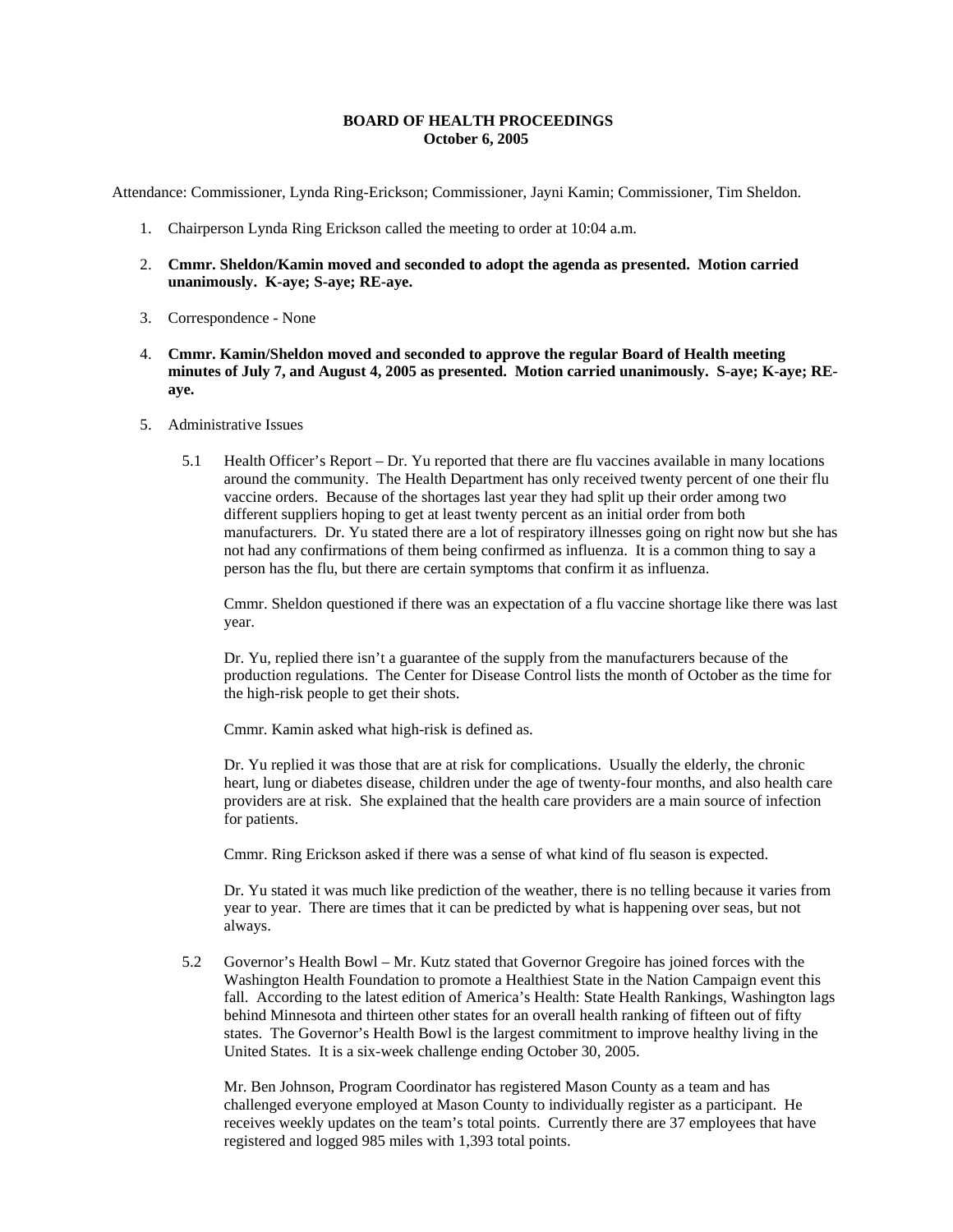**BOARD OF HEALTH PROCEEDINGS**
**October 6, 2005**

Attendance: Commissioner, Lynda Ring-Erickson; Commissioner, Jayni Kamin; Commissioner, Tim Sheldon.

1. Chairperson Lynda Ring Erickson called the meeting to order at 10:04 a.m.

2. **Cmmr. Sheldon/Kamin moved and seconded to adopt the agenda as presented. Motion carried unanimously. K-aye; S-aye; RE-aye.**

3. Correspondence - None

4. **Cmmr. Kamin/Sheldon moved and seconded to approve the regular Board of Health meeting minutes of July 7, and August 4, 2005 as presented. Motion carried unanimously. S-aye; K-aye; RE-aye.**

5. Administrative Issues

   5.1 Health Officer's Report – Dr. Yu reported that there are flu vaccines available in many locations around the community. The Health Department has only received twenty percent of one their flu vaccine orders. Because of the shortages last year they had split up their order among two different suppliers hoping to get at least twenty percent as an initial order from both manufacturers. Dr. Yu stated there are a lot of respiratory illnesses going on right now but she has not had any confirmations of them being confirmed as influenza. It is a common thing to say a person has the flu, but there are certain symptoms that confirm it as influenza.

   Cmmr. Sheldon questioned if there was an expectation of a flu vaccine shortage like there was last year.

   Dr. Yu, replied there isn't a guarantee of the supply from the manufacturers because of the production regulations. The Center for Disease Control lists the month of October as the time for the high-risk people to get their shots.

   Cmmr. Kamin asked what high-risk is defined as.

   Dr. Yu replied it was those that are at risk for complications. Usually the elderly, the chronic heart, lung or diabetes disease, children under the age of twenty-four months, and also health care providers are at risk. She explained that the health care providers are a main source of infection for patients.

   Cmmr. Ring Erickson asked if there was a sense of what kind of flu season is expected.

   Dr. Yu stated it was much like prediction of the weather, there is no telling because it varies from year to year. There are times that it can be predicted by what is happening over seas, but not always.

   5.2 Governor's Health Bowl – Mr. Kutz stated that Governor Gregoire has joined forces with the Washington Health Foundation to promote a Healthiest State in the Nation Campaign event this fall. According to the latest edition of America's Health: State Health Rankings, Washington lags behind Minnesota and thirteen other states for an overall health ranking of fifteen out of fifty states. The Governor's Health Bowl is the largest commitment to improve healthy living in the United States. It is a six-week challenge ending October 30, 2005.

   Mr. Ben Johnson, Program Coordinator has registered Mason County as a team and has challenged everyone employed at Mason County to individually register as a participant. He receives weekly updates on the team's total points. Currently there are 37 employees that have registered and logged 985 miles with 1,393 total points.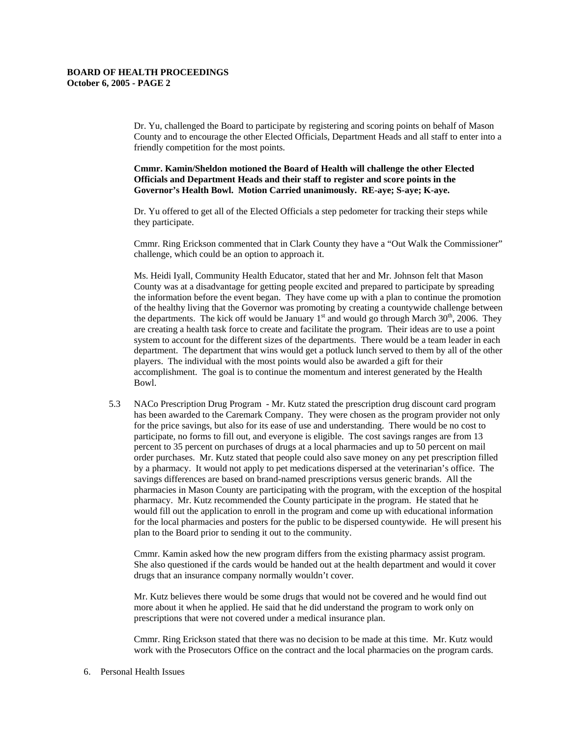Dr. Yu, challenged the Board to participate by registering and scoring points on behalf of Mason County and to encourage the other Elected Officials, Department Heads and all staff to enter into a friendly competition for the most points.

**Cmmr. Kamin/Sheldon motioned the Board of Health will challenge the other Elected Officials and Department Heads and their staff to register and score points in the Governor's Health Bowl. Motion Carried unanimously. RE-aye; S-aye; K-aye.**

Dr. Yu offered to get all of the Elected Officials a step pedometer for tracking their steps while they participate.

Cmmr. Ring Erickson commented that in Clark County they have a "Out Walk the Commissioner" challenge, which could be an option to approach it.

Ms. Heidi Iyall, Community Health Educator, stated that her and Mr. Johnson felt that Mason County was at a disadvantage for getting people excited and prepared to participate by spreading the information before the event began. They have come up with a plan to continue the promotion of the healthy living that the Governor was promoting by creating a countywide challenge between the departments. The kick off would be January 1st and would go through March 30th, 2006. They are creating a health task force to create and facilitate the program. Their ideas are to use a point system to account for the different sizes of the departments. There would be a team leader in each department. The department that wins would get a potluck lunch served to them by all of the other players. The individual with the most points would also be awarded a gift for their accomplishment. The goal is to continue the momentum and interest generated by the Health Bowl.

5.3 NACo Prescription Drug Program - Mr. Kutz stated the prescription drug discount card program has been awarded to the Caremark Company. They were chosen as the program provider not only for the price savings, but also for its ease of use and understanding. There would be no cost to participate, no forms to fill out, and everyone is eligible. The cost savings ranges are from 13 percent to 35 percent on purchases of drugs at a local pharmacies and up to 50 percent on mail order purchases. Mr. Kutz stated that people could also save money on any pet prescription filled by a pharmacy. It would not apply to pet medications dispersed at the veterinarian's office. The savings differences are based on brand-named prescriptions versus generic brands. All the pharmacies in Mason County are participating with the program, with the exception of the hospital pharmacy. Mr. Kutz recommended the County participate in the program. He stated that he would fill out the application to enroll in the program and come up with educational information for the local pharmacies and posters for the public to be dispersed countywide. He will present his plan to the Board prior to sending it out to the community.

Cmmr. Kamin asked how the new program differs from the existing pharmacy assist program. She also questioned if the cards would be handed out at the health department and would it cover drugs that an insurance company normally wouldn't cover.

Mr. Kutz believes there would be some drugs that would not be covered and he would find out more about it when he applied. He said that he did understand the program to work only on prescriptions that were not covered under a medical insurance plan.

Cmmr. Ring Erickson stated that there was no decision to be made at this time. Mr. Kutz would work with the Prosecutors Office on the contract and the local pharmacies on the program cards.

6. Personal Health Issues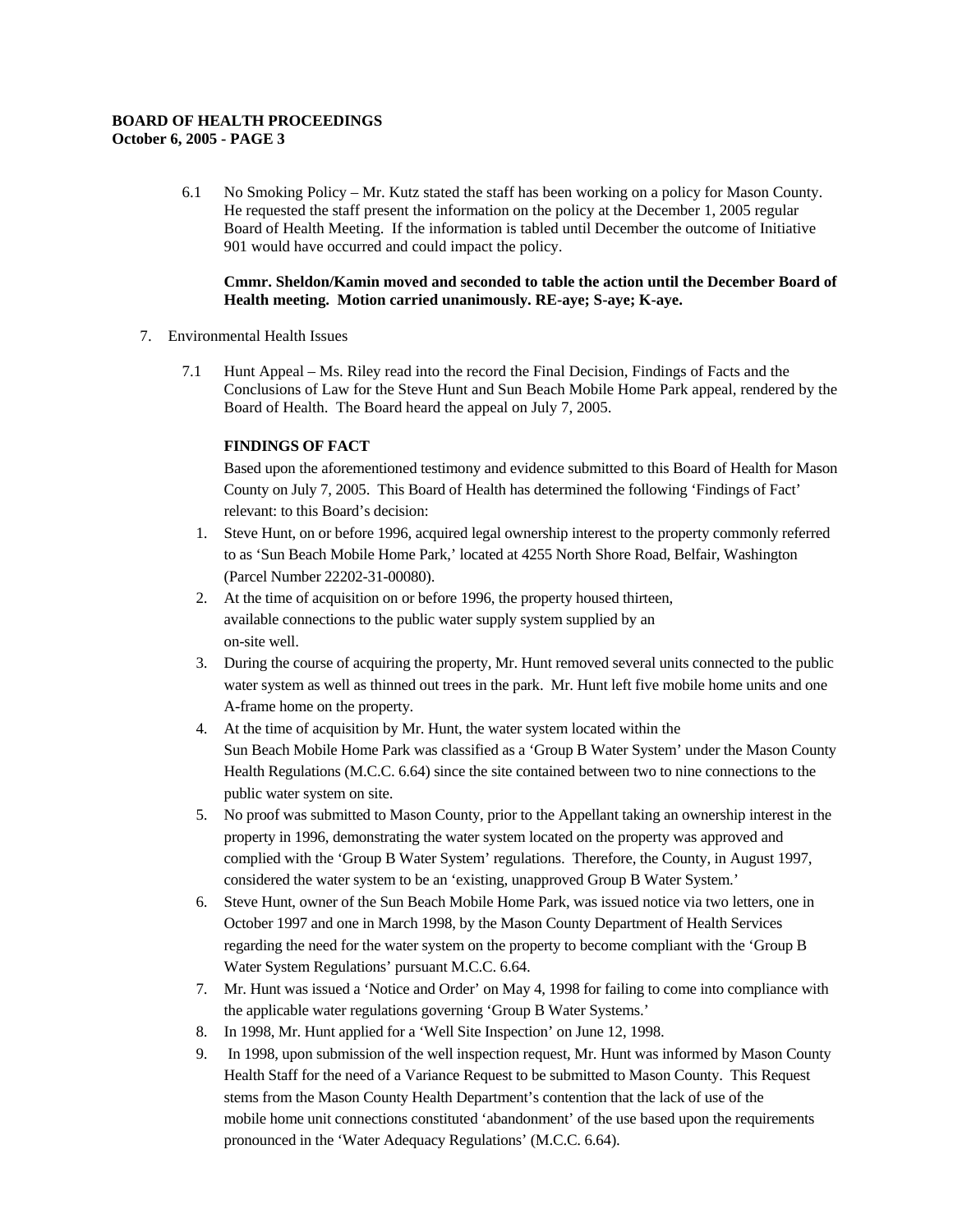6.1 No Smoking Policy – Mr. Kutz stated the staff has been working on a policy for Mason County. He requested the staff present the information on the policy at the December 1, 2005 regular Board of Health Meeting. If the information is tabled until December the outcome of Initiative 901 would have occurred and could impact the policy.

**Cmmr. Sheldon/Kamin moved and seconded to table the action until the December Board of Health meeting. Motion carried unanimously. RE-aye; S-aye; K-aye.**

7. Environmental Health Issues

7.1 Hunt Appeal – Ms. Riley read into the record the Final Decision, Findings of Facts and the Conclusions of Law for the Steve Hunt and Sun Beach Mobile Home Park appeal, rendered by the Board of Health. The Board heard the appeal on July 7, 2005.

**FINDINGS OF FACT**

Based upon the aforementioned testimony and evidence submitted to this Board of Health for Mason County on July 7, 2005. This Board of Health has determined the following 'Findings of Fact' relevant: to this Board's decision:

1. Steve Hunt, on or before 1996, acquired legal ownership interest to the property commonly referred to as 'Sun Beach Mobile Home Park,' located at 4255 North Shore Road, Belfair, Washington (Parcel Number 22202-31-00080).
2. At the time of acquisition on or before 1996, the property housed thirteen, available connections to the public water supply system supplied by an on-site well.
3. During the course of acquiring the property, Mr. Hunt removed several units connected to the public water system as well as thinned out trees in the park. Mr. Hunt left five mobile home units and one A-frame home on the property.
4. At the time of acquisition by Mr. Hunt, the water system located within the Sun Beach Mobile Home Park was classified as a 'Group B Water System' under the Mason County Health Regulations (M.C.C. 6.64) since the site contained between two to nine connections to the public water system on site.
5. No proof was submitted to Mason County, prior to the Appellant taking an ownership interest in the property in 1996, demonstrating the water system located on the property was approved and complied with the 'Group B Water System' regulations. Therefore, the County, in August 1997, considered the water system to be an 'existing, unapproved Group B Water System.'
6. Steve Hunt, owner of the Sun Beach Mobile Home Park, was issued notice via two letters, one in October 1997 and one in March 1998, by the Mason County Department of Health Services regarding the need for the water system on the property to become compliant with the 'Group B Water System Regulations' pursuant M.C.C. 6.64.
7. Mr. Hunt was issued a 'Notice and Order' on May 4, 1998 for failing to come into compliance with the applicable water regulations governing 'Group B Water Systems.'
8. In 1998, Mr. Hunt applied for a 'Well Site Inspection' on June 12, 1998.
9. In 1998, upon submission of the well inspection request, Mr. Hunt was informed by Mason County Health Staff for the need of a Variance Request to be submitted to Mason County. This Request stems from the Mason County Health Department's contention that the lack of use of the mobile home unit connections constituted 'abandonment' of the use based upon the requirements pronounced in the 'Water Adequacy Regulations' (M.C.C. 6.64).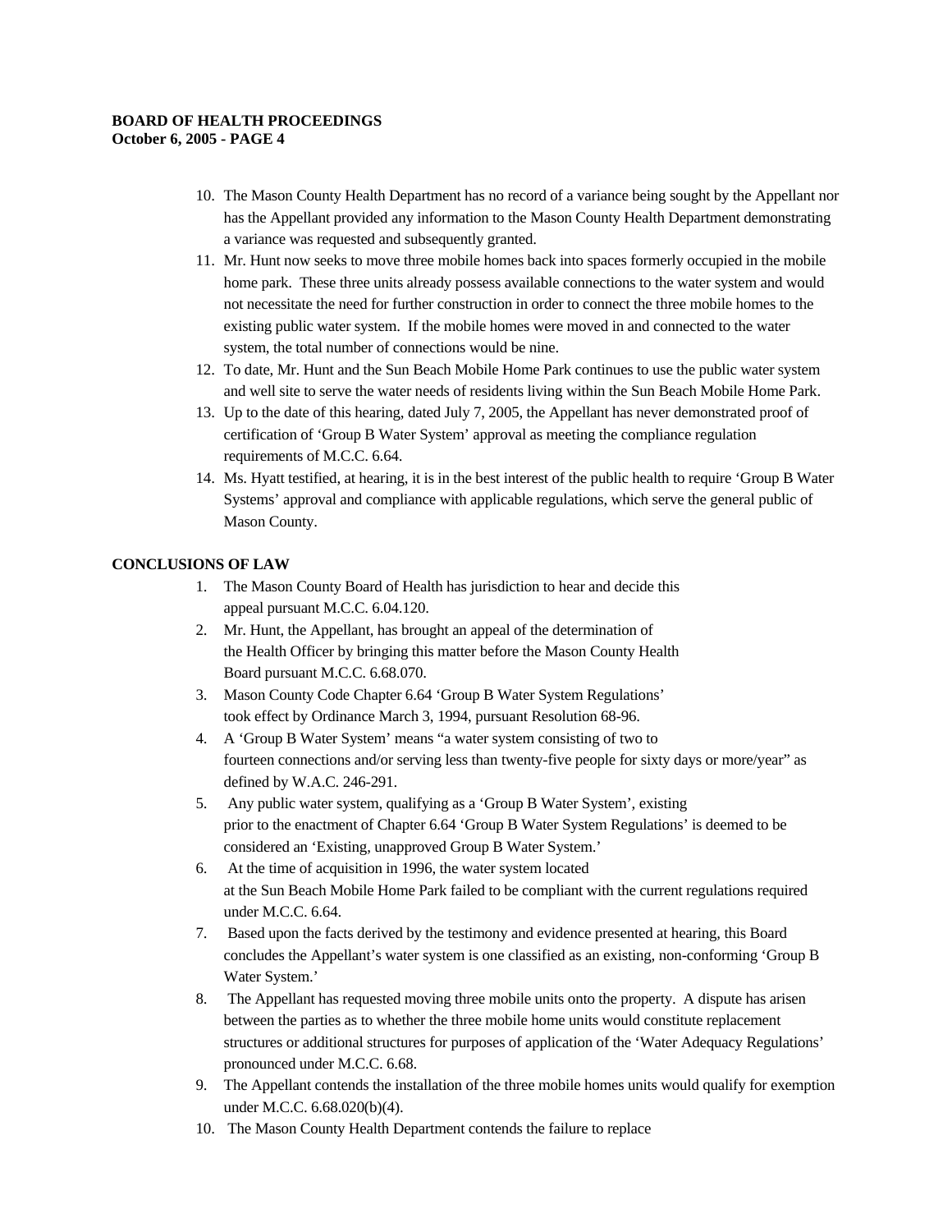10. The Mason County Health Department has no record of a variance being sought by the Appellant nor has the Appellant provided any information to the Mason County Health Department demonstrating a variance was requested and subsequently granted.
11. Mr. Hunt now seeks to move three mobile homes back into spaces formerly occupied in the mobile home park. These three units already possess available connections to the water system and would not necessitate the need for further construction in order to connect the three mobile homes to the existing public water system. If the mobile homes were moved in and connected to the water system, the total number of connections would be nine.
12. To date, Mr. Hunt and the Sun Beach Mobile Home Park continues to use the public water system and well site to serve the water needs of residents living within the Sun Beach Mobile Home Park.
13. Up to the date of this hearing, dated July 7, 2005, the Appellant has never demonstrated proof of certification of 'Group B Water System' approval as meeting the compliance regulation requirements of M.C.C. 6.64.
14. Ms. Hyatt testified, at hearing, it is in the best interest of the public health to require 'Group B Water Systems' approval and compliance with applicable regulations, which serve the general public of Mason County.

**CONCLUSIONS OF LAW**

1. The Mason County Board of Health has jurisdiction to hear and decide this appeal pursuant M.C.C. 6.04.120.
2. Mr. Hunt, the Appellant, has brought an appeal of the determination of the Health Officer by bringing this matter before the Mason County Health Board pursuant M.C.C. 6.68.070.
3. Mason County Code Chapter 6.64 'Group B Water System Regulations' took effect by Ordinance March 3, 1994, pursuant Resolution 68-96.
4. A 'Group B Water System' means "a water system consisting of two to fourteen connections and/or serving less than twenty-five people for sixty days or more/year" as defined by W.A.C. 246-291.
5. Any public water system, qualifying as a 'Group B Water System', existing prior to the enactment of Chapter 6.64 'Group B Water System Regulations' is deemed to be considered an 'Existing, unapproved Group B Water System.'
6. At the time of acquisition in 1996, the water system located at the Sun Beach Mobile Home Park failed to be compliant with the current regulations required under M.C.C. 6.64.
7. Based upon the facts derived by the testimony and evidence presented at hearing, this Board concludes the Appellant's water system is one classified as an existing, non-conforming 'Group B Water System.'
8. The Appellant has requested moving three mobile units onto the property. A dispute has arisen between the parties as to whether the three mobile home units would constitute replacement structures or additional structures for purposes of application of the 'Water Adequacy Regulations' pronounced under M.C.C. 6.68.
9. The Appellant contends the installation of the three mobile homes units would qualify for exemption under M.C.C. 6.68.020(b)(4).
10. The Mason County Health Department contends the failure to replace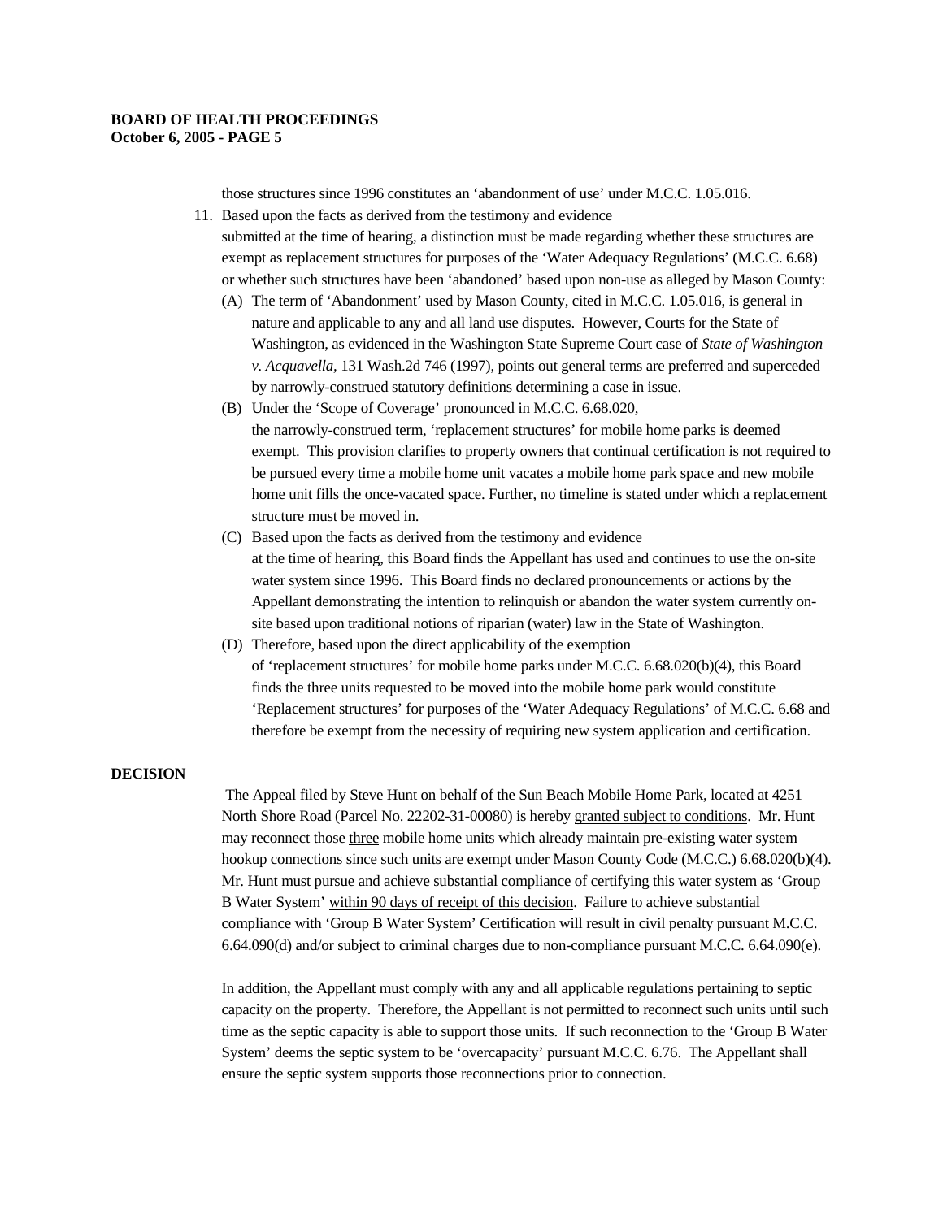those structures since 1996 constitutes an 'abandonment of use' under M.C.C. 1.05.016.

11. Based upon the facts as derived from the testimony and evidence submitted at the time of hearing, a distinction must be made regarding whether these structures are exempt as replacement structures for purposes of the 'Water Adequacy Regulations' (M.C.C. 6.68) or whether such structures have been 'abandoned' based upon non-use as alleged by Mason County:
    (A) The term of 'Abandonment' used by Mason County, cited in M.C.C. 1.05.016, is general in nature and applicable to any and all land use disputes. However, Courts for the State of Washington, as evidenced in the Washington State Supreme Court case of *State of Washington v. Acquavella,* 131 Wash.2d 746 (1997), points out general terms are preferred and superceded by narrowly-construed statutory definitions determining a case in issue.
    (B) Under the 'Scope of Coverage' pronounced in M.C.C. 6.68.020, the narrowly-construed term, 'replacement structures' for mobile home parks is deemed exempt. This provision clarifies to property owners that continual certification is not required to be pursued every time a mobile home unit vacates a mobile home park space and new mobile home unit fills the once-vacated space. Further, no timeline is stated under which a replacement structure must be moved in.
    (C) Based upon the facts as derived from the testimony and evidence at the time of hearing, this Board finds the Appellant has used and continues to use the on-site water system since 1996. This Board finds no declared pronouncements or actions by the Appellant demonstrating the intention to relinquish or abandon the water system currently on-site based upon traditional notions of riparian (water) law in the State of Washington.
    (D) Therefore, based upon the direct applicability of the exemption of 'replacement structures' for mobile home parks under M.C.C. 6.68.020(b)(4), this Board finds the three units requested to be moved into the mobile home park would constitute 'Replacement structures' for purposes of the 'Water Adequacy Regulations' of M.C.C. 6.68 and therefore be exempt from the necessity of requiring new system application and certification.

**DECISION**

The Appeal filed by Steve Hunt on behalf of the Sun Beach Mobile Home Park, located at 4251 North Shore Road (Parcel No. 22202-31-00080) is hereby <u>granted subject to conditions</u>. Mr. Hunt may reconnect those <u>three</u> mobile home units which already maintain pre-existing water system hookup connections since such units are exempt under Mason County Code (M.C.C.) 6.68.020(b)(4). Mr. Hunt must pursue and achieve substantial compliance of certifying this water system as 'Group B Water System' <u>within 90 days of receipt of this decision</u>. Failure to achieve substantial compliance with 'Group B Water System' Certification will result in civil penalty pursuant M.C.C. 6.64.090(d) and/or subject to criminal charges due to non-compliance pursuant M.C.C. 6.64.090(e).

In addition, the Appellant must comply with any and all applicable regulations pertaining to septic capacity on the property. Therefore, the Appellant is not permitted to reconnect such units until such time as the septic capacity is able to support those units. If such reconnection to the 'Group B Water System' deems the septic system to be 'overcapacity' pursuant M.C.C. 6.76. The Appellant shall ensure the septic system supports those reconnections prior to connection.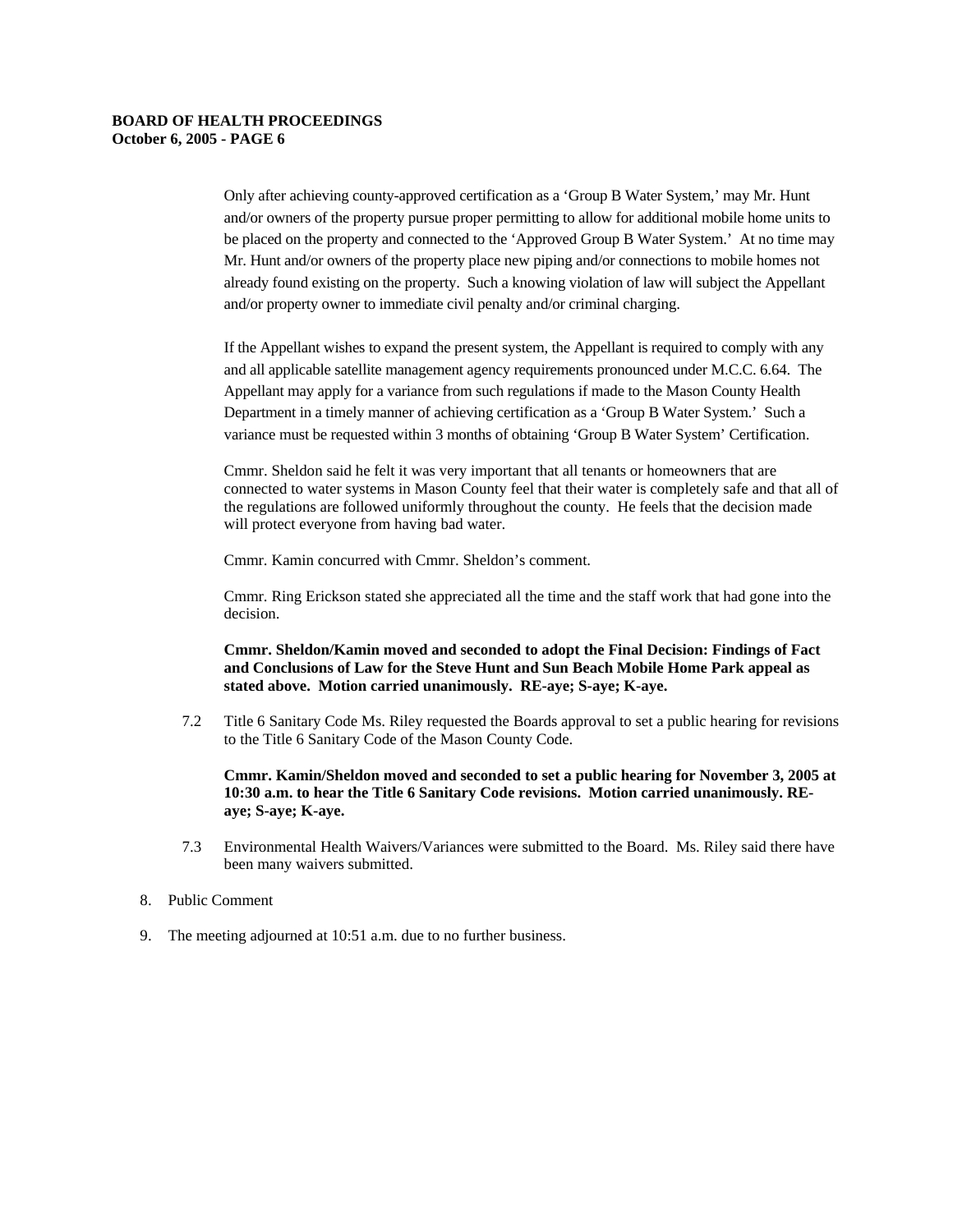Only after achieving county-approved certification as a 'Group B Water System,' may Mr. Hunt and/or owners of the property pursue proper permitting to allow for additional mobile home units to be placed on the property and connected to the 'Approved Group B Water System.' At no time may Mr. Hunt and/or owners of the property place new piping and/or connections to mobile homes not already found existing on the property. Such a knowing violation of law will subject the Appellant and/or property owner to immediate civil penalty and/or criminal charging.

If the Appellant wishes to expand the present system, the Appellant is required to comply with any and all applicable satellite management agency requirements pronounced under M.C.C. 6.64. The Appellant may apply for a variance from such regulations if made to the Mason County Health Department in a timely manner of achieving certification as a 'Group B Water System.' Such a variance must be requested within 3 months of obtaining 'Group B Water System' Certification.

Cmmr. Sheldon said he felt it was very important that all tenants or homeowners that are connected to water systems in Mason County feel that their water is completely safe and that all of the regulations are followed uniformly throughout the county. He feels that the decision made will protect everyone from having bad water.

Cmmr. Kamin concurred with Cmmr. Sheldon's comment.

Cmmr. Ring Erickson stated she appreciated all the time and the staff work that had gone into the decision.

**Cmmr. Sheldon/Kamin moved and seconded to adopt the Final Decision: Findings of Fact and Conclusions of Law for the Steve Hunt and Sun Beach Mobile Home Park appeal as stated above. Motion carried unanimously. RE-aye; S-aye; K-aye.**

7.2 Title 6 Sanitary Code Ms. Riley requested the Boards approval to set a public hearing for revisions to the Title 6 Sanitary Code of the Mason County Code.

**Cmmr. Kamin/Sheldon moved and seconded to set a public hearing for November 3, 2005 at 10:30 a.m. to hear the Title 6 Sanitary Code revisions. Motion carried unanimously. RE-aye; S-aye; K-aye.**

7.3 Environmental Health Waivers/Variances were submitted to the Board. Ms. Riley said there have been many waivers submitted.

8. Public Comment

9. The meeting adjourned at 10:51 a.m. due to no further business.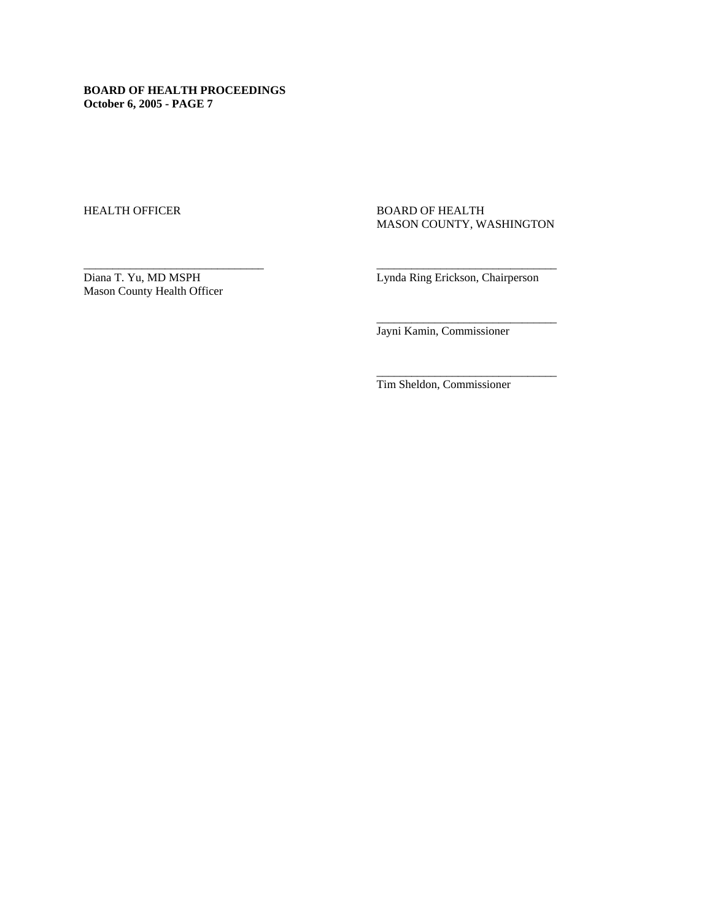HEALTH OFFICER

\_\_\_\_\_\_\_\_\_\_\_\_\_\_\_\_\_\_\_\_\_\_\_\_\_\_\_\_\_\_\_
Diana T. Yu, MD MSPH
Mason County Health Officer

BOARD OF HEALTH
MASON COUNTY, WASHINGTON

\_\_\_\_\_\_\_\_\_\_\_\_\_\_\_\_\_\_\_\_\_\_\_\_\_\_\_\_\_\_\_
Lynda Ring Erickson, Chairperson

\_\_\_\_\_\_\_\_\_\_\_\_\_\_\_\_\_\_\_\_\_\_\_\_\_\_\_\_\_\_\_
Jayni Kamin, Commissioner

\_\_\_\_\_\_\_\_\_\_\_\_\_\_\_\_\_\_\_\_\_\_\_\_\_\_\_\_\_\_\_
Tim Sheldon, Commissioner